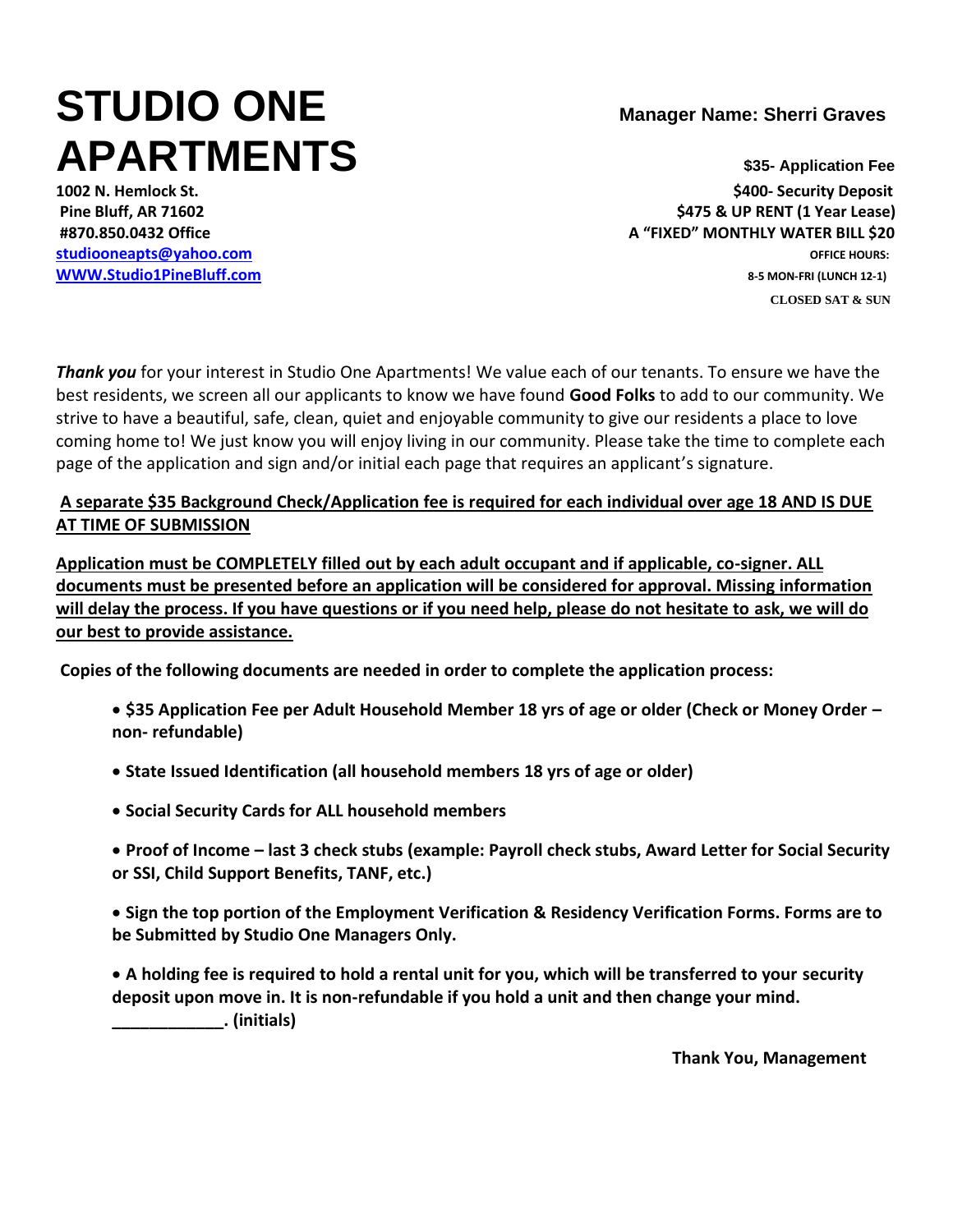# STUDIO ONE APARTMENTS

**1002 N. Hemlock St.**
**Pine Bluff, AR 71602**
**#870.850.0432 Office**
[studiooneapts@yahoo.com](mailto:studiooneapts@yahoo.com)
[WWW.Studio1PineBluff.com](http://WWW.Studio1PineBluff.com)

**Manager Name: Sherri Graves**

**$35- Application Fee**
**$400- Security Deposit**
**$475 & UP RENT (1 Year Lease)**
**A "FIXED" MONTHLY WATER BILL $20**

**OFFICE HOURS:**
**8-5 MON-FRI (LUNCH 12-1)**
**CLOSED SAT & SUN**

***Thank you*** for your interest in Studio One Apartments! We value each of our tenants. To ensure we have the best residents, we screen all our applicants to know we have found **Good Folks** to add to our community. We strive to have a beautiful, safe, clean, quiet and enjoyable community to give our residents a place to love coming home to! We just know you will enjoy living in our community. Please take the time to complete each page of the application and sign and/or initial each page that requires an applicant's signature.

**A separate $35 Background Check/Application fee is required for each individual over age 18 AND IS DUE AT TIME OF SUBMISSION**

**Application must be COMPLETELY filled out by each adult occupant and if applicable, co-signer. ALL documents must be presented before an application will be considered for approval. Missing information will delay the process. If you have questions or if you need help, please do not hesitate to ask, we will do our best to provide assistance.**

**Copies of the following documents are needed in order to complete the application process:**

- **$35 Application Fee per Adult Household Member 18 yrs of age or older (Check or Money Order – non- refundable)**
- **State Issued Identification (all household members 18 yrs of age or older)**
- **Social Security Cards for ALL household members**
- **Proof of Income – last 3 check stubs (example: Payroll check stubs, Award Letter for Social Security or SSI, Child Support Benefits, TANF, etc.)**
- **Sign the top portion of the Employment Verification & Residency Verification Forms. Forms are to be Submitted by Studio One Managers Only.**
- **A holding fee is required to hold a rental unit for you, which will be transferred to your security deposit upon move in. It is non-refundable if you hold a unit and then change your mind. ____________. (initials)**

**Thank You, Management**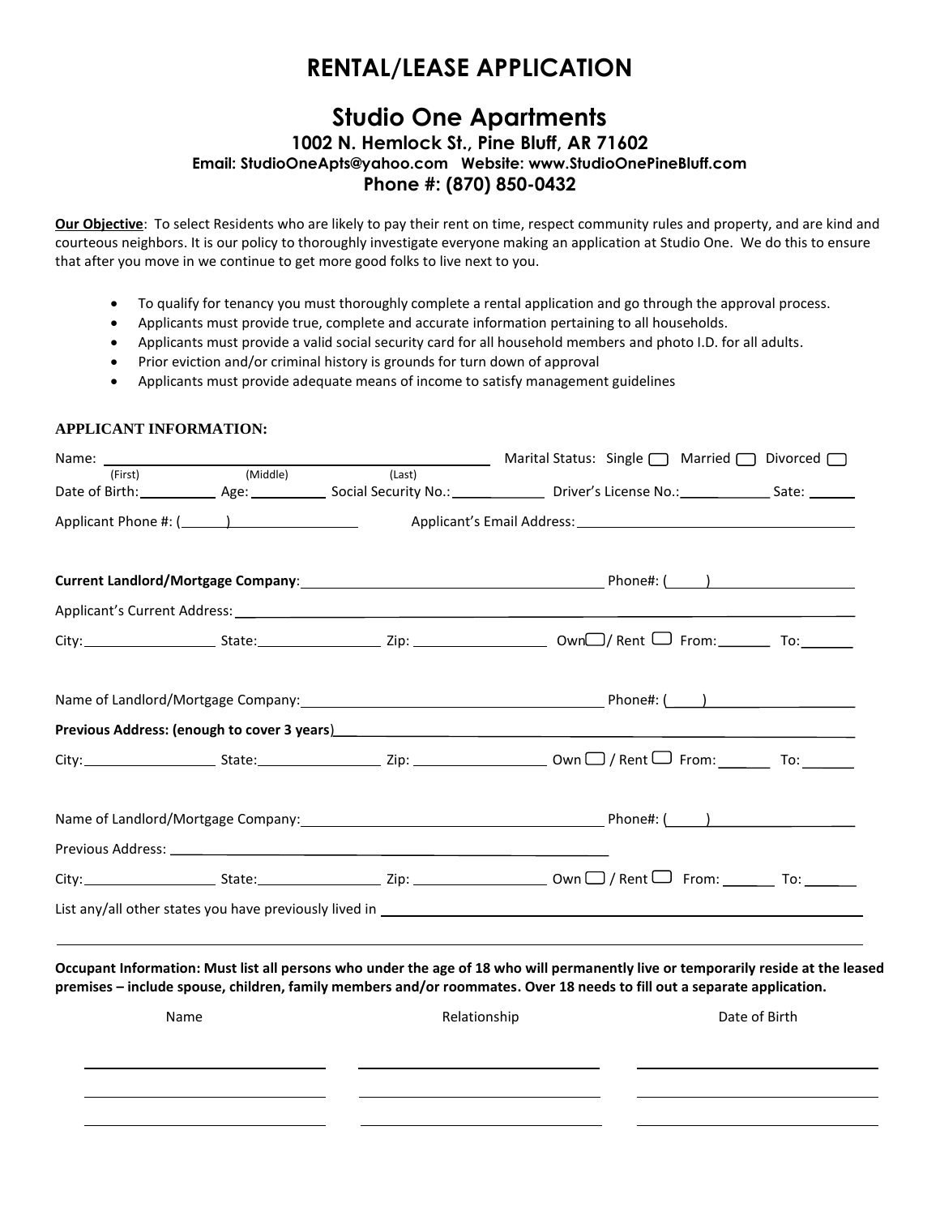# RENTAL/LEASE APPLICATION

## Studio One Apartments

**1002 N. Hemlock St., Pine Bluff, AR 71602**
**Email: StudioOneApts@yahoo.com Website: www.StudioOnePineBluff.com**
**Phone #: (870) 850-0432**

**Our Objective**: To select Residents who are likely to pay their rent on time, respect community rules and property, and are kind and courteous neighbors. It is our policy to thoroughly investigate everyone making an application at Studio One. We do this to ensure that after you move in we continue to get more good folks to live next to you.

- To qualify for tenancy you must thoroughly complete a rental application and go through the approval process.
- Applicants must provide true, complete and accurate information pertaining to all households.
- Applicants must provide a valid social security card for all household members and photo I.D. for all adults.
- Prior eviction and/or criminal history is grounds for turn down of approval
- Applicants must provide adequate means of income to satisfy management guidelines

**APPLICANT INFORMATION:**

Name: ______________________________________________ Marital Status: Single ☐ Married ☐ Divorced ☐
(First) (Middle) (Last)

Date of Birth: __________ Age: __________ Social Security No.: ____________ Driver's License No.: ____________ Sate: ______

Applicant Phone #: (______) ________________ Applicant's Email Address: ____________________________________

**Current Landlord/Mortgage Company**: ______________________________________ Phone#: (_____) __________________

Applicant's Current Address: ____________________________________________________________________________

City: _________________ State: ________________ Zip: _________________ Own ☐ / Rent ☐ From: _______ To: _______

Name of Landlord/Mortgage Company: ______________________________________ Phone#: (____) ___________________

**Previous Address: (enough to cover 3 years)** ____________________________________________________________

City: _________________ State: ________________ Zip: _________________ Own ☐ / Rent ☐ From: _______ To: _______

Name of Landlord/Mortgage Company: ______________________________________ Phone#: (_____) __________________

Previous Address: ________________________________________________________________

City: _________________ State: ________________ Zip: _________________ Own ☐ / Rent ☐ From: _______ To: _______

List any/all other states you have previously lived in ________________________________________________________

_____________________________________________________________________________________________________

**Occupant Information: Must list all persons who under the age of 18 who will permanently live or temporarily reside at the leased premises – include spouse, children, family members and/or roommates. Over 18 needs to fill out a separate application.**

| Name | Relationship | Date of Birth |
|---|---|---|
| | | |
| | | |
| | | |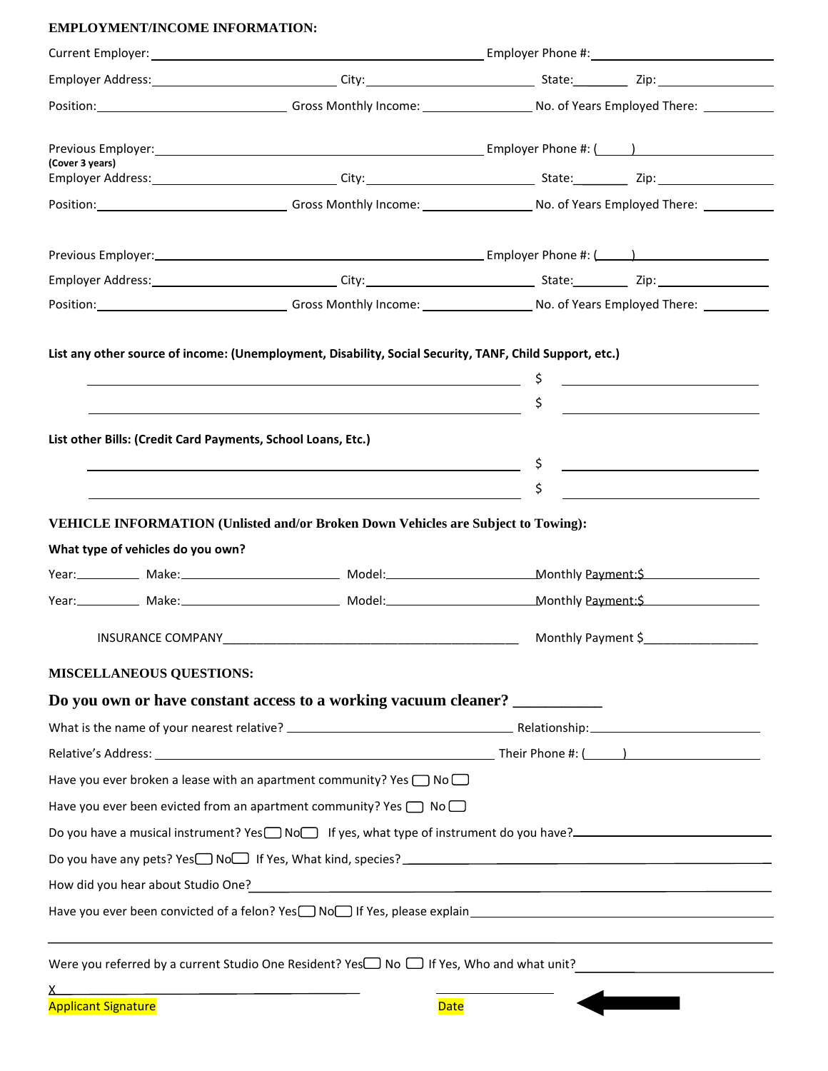**EMPLOYMENT/INCOME INFORMATION:**

Current Employer: ______________________________ Employer Phone #: ______________________

Employer Address: ______________________ City: ______________________ State: ________ Zip: ______________

Position: ______________________ Gross Monthly Income: ______________ No. of Years Employed There: __________

Previous Employer: ______________________________ Employer Phone #: (_____) ______________________
**(Cover 3 years)**
Employer Address: ______________________ City: ______________________ State: ________ Zip: ______________

Position: ______________________ Gross Monthly Income: ______________ No. of Years Employed There: __________

Previous Employer: ______________________________ Employer Phone #: (_____) ______________________

Employer Address: ______________________ City: ______________________ State: ________ Zip: ______________

Position: ______________________ Gross Monthly Income: ______________ No. of Years Employed There: __________

**List any other source of income: (Unemployment, Disability, Social Security, TANF, Child Support, etc.)**

______________________________________________ $ ______________________

______________________________________________ $ ______________________

**List other Bills: (Credit Card Payments, School Loans, Etc.)**

______________________________________________ $ ______________________

______________________________________________ $ ______________________

**VEHICLE INFORMATION (Unlisted and/or Broken Down Vehicles are Subject to Towing):**

**What type of vehicles do you own?**

Year: ________ Make: ______________________ Model: ______________________ Monthly Payment:$ ______________

Year: ________ Make: ______________________ Model: ______________________ Monthly Payment:$ ______________

INSURANCE COMPANY________________________________________ Monthly Payment $________________

**MISCELLANEOUS QUESTIONS:**

**Do you own or have constant access to a working vacuum cleaner? __________**

What is the name of your nearest relative? ______________________________ Relationship: ______________________

Relative's Address: ______________________________________________ Their Phone #: (_____) ______________

Have you ever broken a lease with an apartment community? Yes ☐ No ☐

Have you ever been evicted from an apartment community? Yes ☐ No ☐

Do you have a musical instrument? Yes☐ No☐ If yes, what type of instrument do you have? ______________________

Do you have any pets? Yes☐ No☐ If Yes, What kind, species? ______________________________________________

How did you hear about Studio One? ______________________________________________________________

Have you ever been convicted of a felon? Yes☐ No☐ If Yes, please explain ______________________________________

________________________________________________________________________________________________

Were you referred by a current Studio One Resident? Yes☐ No ☐ If Yes, Who and what unit? ______________________

X______________________________________ ____________________

Applicant Signature Date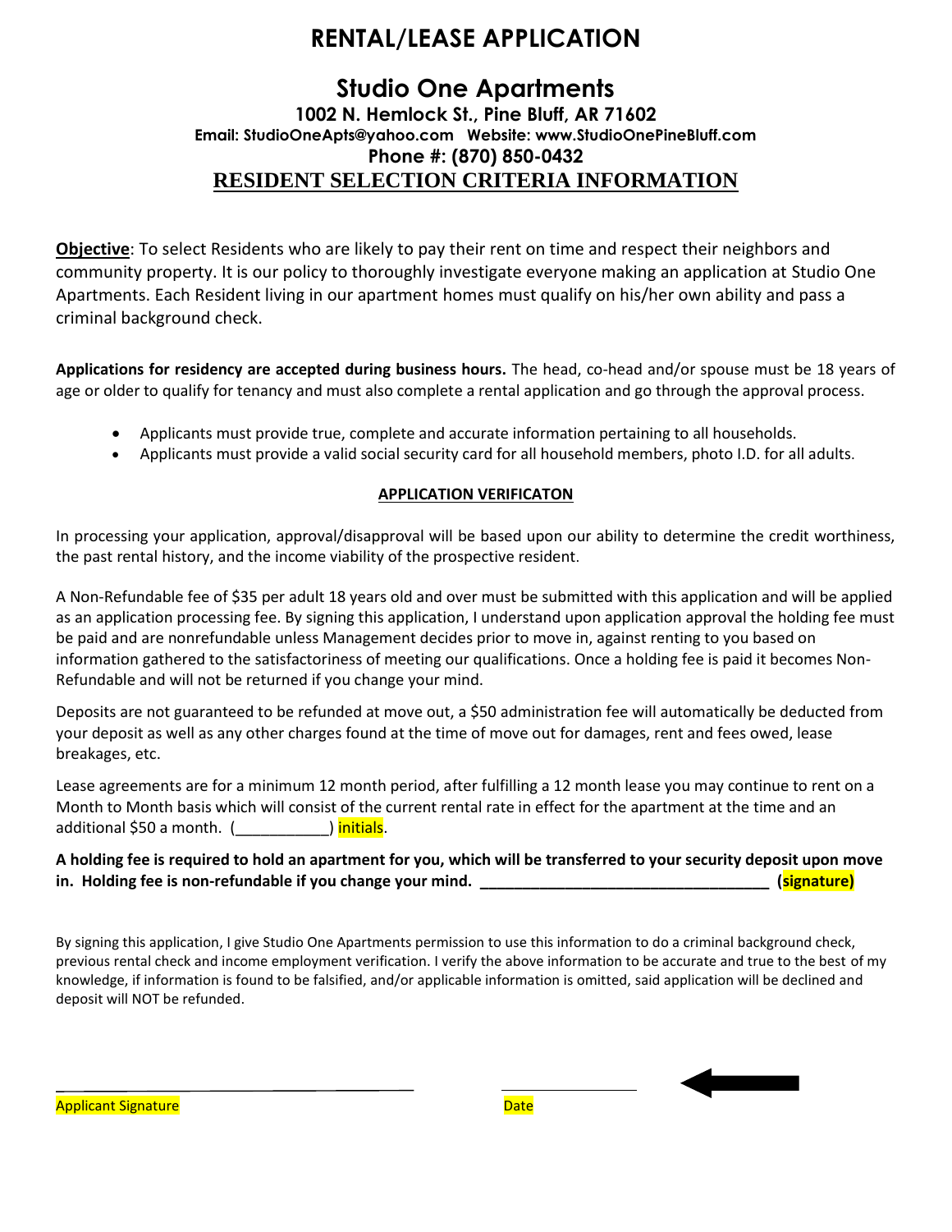# RENTAL/LEASE APPLICATION

## Studio One Apartments

**1002 N. Hemlock St., Pine Bluff, AR 71602**

**Email: StudioOneApts@yahoo.com Website: www.StudioOnePineBluff.com**

**Phone #: (870) 850-0432**

## RESIDENT SELECTION CRITERIA INFORMATION

**Objective**: To select Residents who are likely to pay their rent on time and respect their neighbors and community property. It is our policy to thoroughly investigate everyone making an application at Studio One Apartments. Each Resident living in our apartment homes must qualify on his/her own ability and pass a criminal background check.

**Applications for residency are accepted during business hours.** The head, co-head and/or spouse must be 18 years of age or older to qualify for tenancy and must also complete a rental application and go through the approval process.

- Applicants must provide true, complete and accurate information pertaining to all households.
- Applicants must provide a valid social security card for all household members, photo I.D. for all adults.

**APPLICATION VERIFICATON**

In processing your application, approval/disapproval will be based upon our ability to determine the credit worthiness, the past rental history, and the income viability of the prospective resident.

A Non-Refundable fee of $35 per adult 18 years old and over must be submitted with this application and will be applied as an application processing fee. By signing this application, I understand upon application approval the holding fee must be paid and are nonrefundable unless Management decides prior to move in, against renting to you based on information gathered to the satisfactoriness of meeting our qualifications. Once a holding fee is paid it becomes Non-Refundable and will not be returned if you change your mind.

Deposits are not guaranteed to be refunded at move out, a $50 administration fee will automatically be deducted from your deposit as well as any other charges found at the time of move out for damages, rent and fees owed, lease breakages, etc.

Lease agreements are for a minimum 12 month period, after fulfilling a 12 month lease you may continue to rent on a Month to Month basis which will consist of the current rental rate in effect for the apartment at the time and an additional $50 a month. (___________) initials.

**A holding fee is required to hold an apartment for you, which will be transferred to your security deposit upon move in. Holding fee is non-refundable if you change your mind. __________________________________ (signature)**

By signing this application, I give Studio One Apartments permission to use this information to do a criminal background check, previous rental check and income employment verification. I verify the above information to be accurate and true to the best of my knowledge, if information is found to be falsified, and/or applicable information is omitted, said application will be declined and deposit will NOT be refunded.

______________________________________ ________________

Applicant Signature Date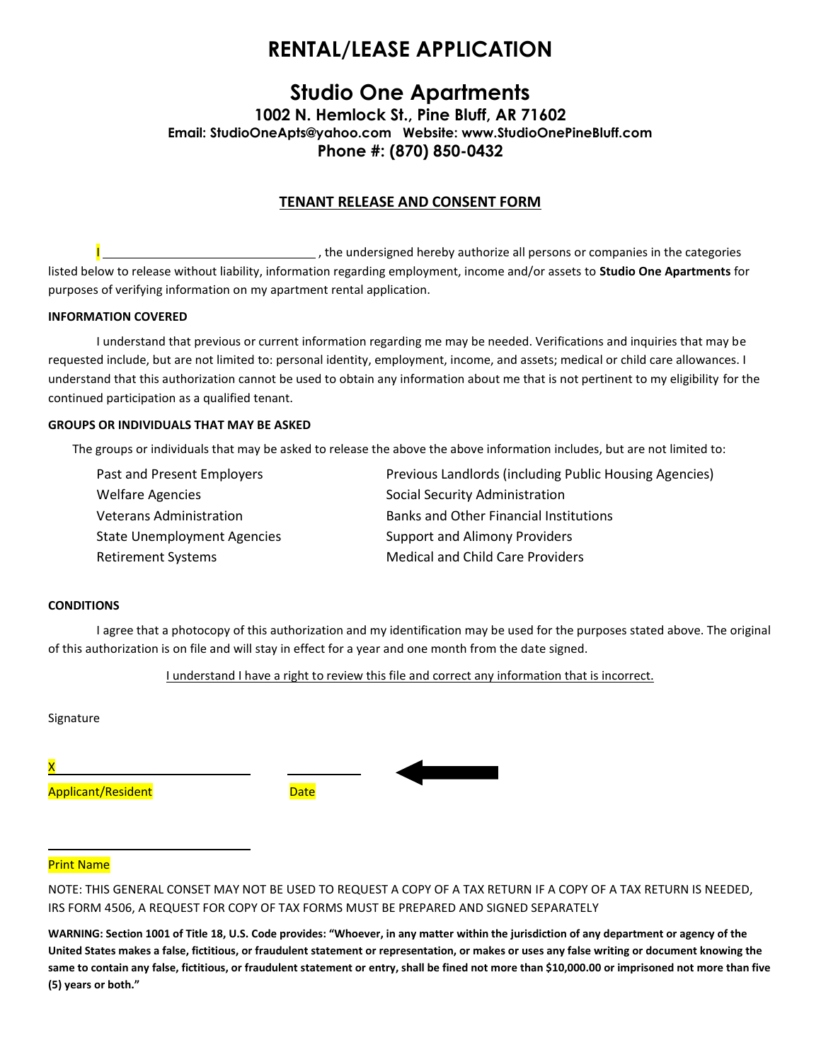# RENTAL/LEASE APPLICATION

## Studio One Apartments

**1002 N. Hemlock St., Pine Bluff, AR 71602**
**Email: StudioOneApts@yahoo.com Website: www.StudioOnePineBluff.com**
**Phone #: (870) 850-0432**

### TENANT RELEASE AND CONSENT FORM

I ______________________________ , the undersigned hereby authorize all persons or companies in the categories listed below to release without liability, information regarding employment, income and/or assets to **Studio One Apartments** for purposes of verifying information on my apartment rental application.

**INFORMATION COVERED**

I understand that previous or current information regarding me may be needed. Verifications and inquiries that may be requested include, but are not limited to: personal identity, employment, income, and assets; medical or child care allowances. I understand that this authorization cannot be used to obtain any information about me that is not pertinent to my eligibility for the continued participation as a qualified tenant.

**GROUPS OR INDIVIDUALS THAT MAY BE ASKED**

The groups or individuals that may be asked to release the above the above information includes, but are not limited to:

- Past and Present Employers
- Welfare Agencies
- Veterans Administration
- State Unemployment Agencies
- Retirement Systems
- Previous Landlords (including Public Housing Agencies)
- Social Security Administration
- Banks and Other Financial Institutions
- Support and Alimony Providers
- Medical and Child Care Providers

**CONDITIONS**

I agree that a photocopy of this authorization and my identification may be used for the purposes stated above. The original of this authorization is on file and will stay in effect for a year and one month from the date signed.

<u>I understand I have a right to review this file and correct any information that is incorrect.</u>

Signature

X ______________________________ ____________

Applicant/Resident Date

______________________________

Print Name

NOTE: THIS GENERAL CONSET MAY NOT BE USED TO REQUEST A COPY OF A TAX RETURN IF A COPY OF A TAX RETURN IS NEEDED, IRS FORM 4506, A REQUEST FOR COPY OF TAX FORMS MUST BE PREPARED AND SIGNED SEPARATELY

**WARNING: Section 1001 of Title 18, U.S. Code provides: "Whoever, in any matter within the jurisdiction of any department or agency of the United States makes a false, fictitious, or fraudulent statement or representation, or makes or uses any false writing or document knowing the same to contain any false, fictitious, or fraudulent statement or entry, shall be fined not more than $10,000.00 or imprisoned not more than five (5) years or both."**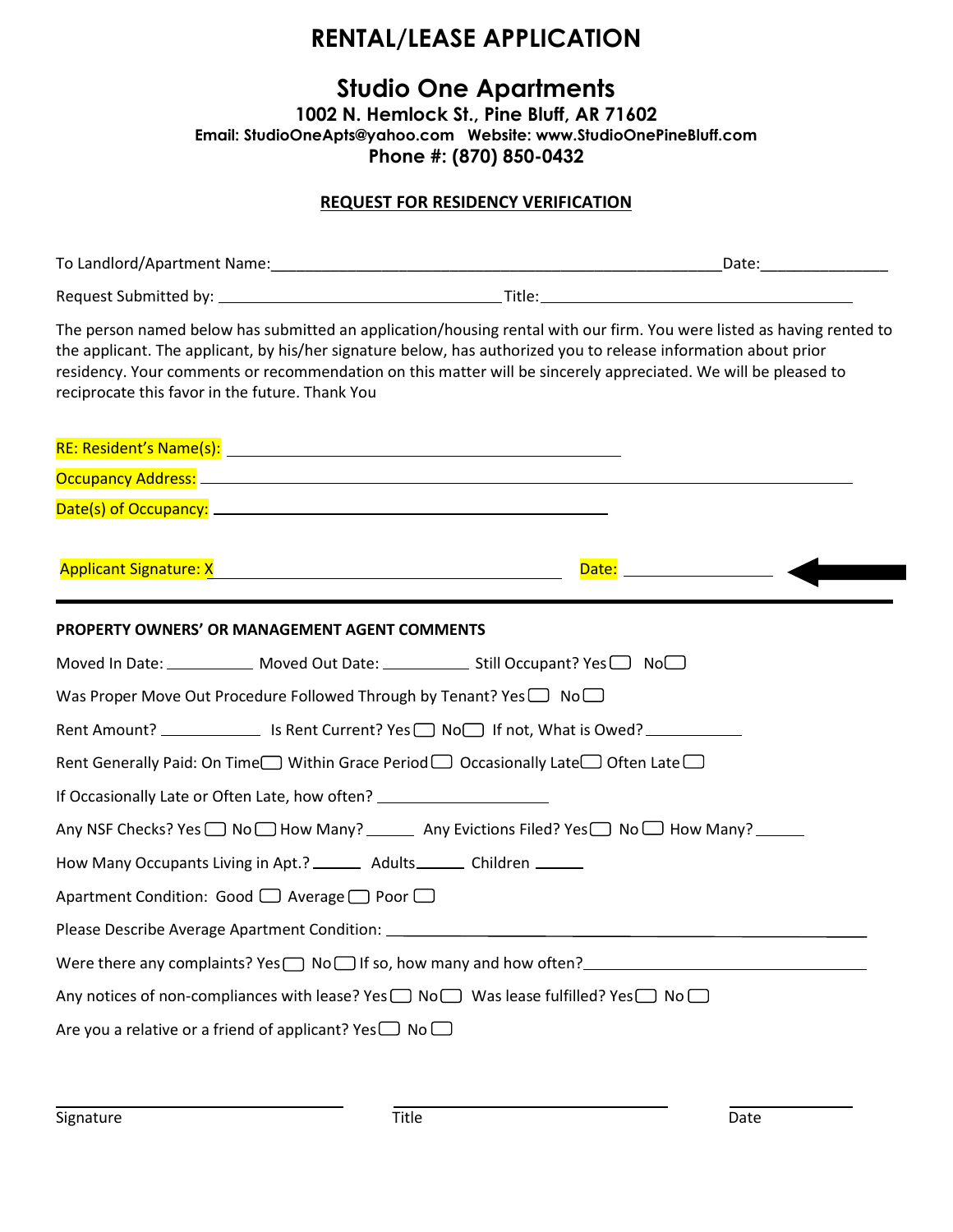# RENTAL/LEASE APPLICATION

## Studio One Apartments

**1002 N. Hemlock St., Pine Bluff, AR 71602**

**Email: StudioOneApts@yahoo.com Website: www.StudioOnePineBluff.com**

**Phone #: (870) 850-0432**

**REQUEST FOR RESIDENCY VERIFICATION**

To Landlord/Apartment Name:______________________________________________________Date:_______________

Request Submitted by: __________________________________ Title:______________________________________

The person named below has submitted an application/housing rental with our firm. You were listed as having rented to the applicant. The applicant, by his/her signature below, has authorized you to release information about prior residency. Your comments or recommendation on this matter will be sincerely appreciated. We will be pleased to reciprocate this favor in the future. Thank You

RE: Resident's Name(s): ________________________________________________

Occupancy Address: ______________________________________________________________________________

Date(s) of Occupancy: ________________________________________________

Applicant Signature: X_________________________________________ Date: __________________

---

**PROPERTY OWNERS' OR MANAGEMENT AGENT COMMENTS**

Moved In Date: ___________ Moved Out Date: ___________ Still Occupant? Yes☐ No☐

Was Proper Move Out Procedure Followed Through by Tenant? Yes☐ No☐

Rent Amount? ____________ Is Rent Current? Yes☐ No☐ If not, What is Owed? ____________

Rent Generally Paid: On Time☐ Within Grace Period☐ Occasionally Late☐ Often Late☐

If Occasionally Late or Often Late, how often? ____________________

Any NSF Checks? Yes☐ No☐ How Many? ______ Any Evictions Filed? Yes☐ No☐ How Many? ______

How Many Occupants Living in Apt.? ______ Adults______ Children ______

Apartment Condition: Good ☐ Average ☐ Poor ☐

Please Describe Average Apartment Condition: ____________________________________________________

Were there any complaints? Yes☐ No☐ If so, how many and how often?________________________________

Any notices of non-compliances with lease? Yes☐ No☐ Was lease fulfilled? Yes☐ No☐

Are you a relative or a friend of applicant? Yes☐ No☐

_______________________ _______________________ _______________
Signature Title Date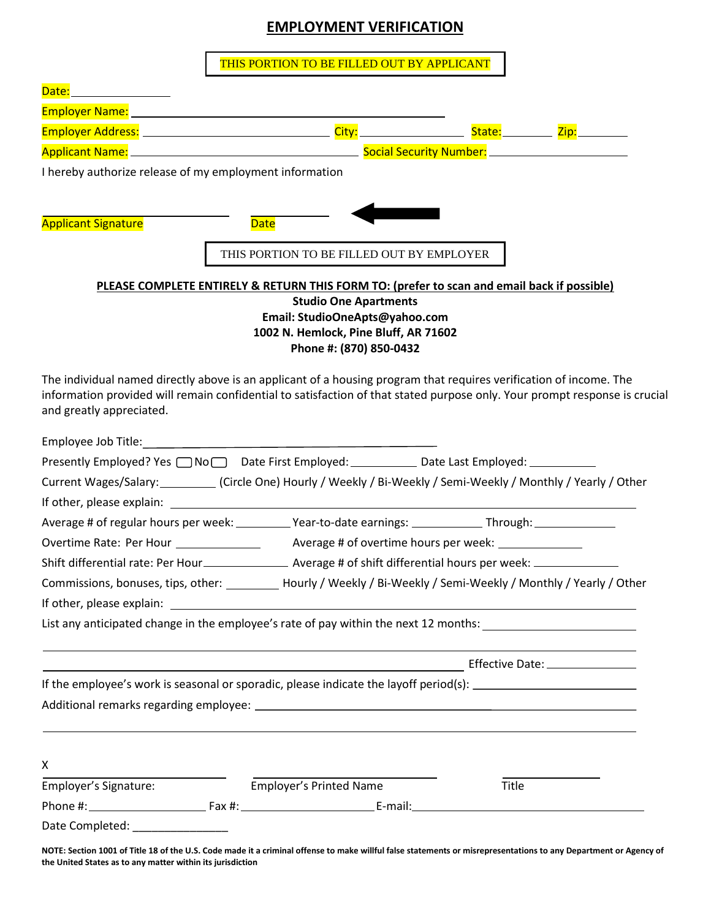# EMPLOYMENT VERIFICATION

THIS PORTION TO BE FILLED OUT BY APPLICANT

Date: ______________

Employer Name: ______________________________________________

Employer Address: ___________________________ City: ______________ State: _______ Zip: _______

Applicant Name: _________________________________ Social Security Number: ____________________

I hereby authorize release of my employment information

Applicant Signature ____________________ Date ____________

THIS PORTION TO BE FILLED OUT BY EMPLOYER

**PLEASE COMPLETE ENTIRELY & RETURN THIS FORM TO: (prefer to scan and email back if possible)**

**Studio One Apartments**
**Email: StudioOneApts@yahoo.com**
**1002 N. Hemlock, Pine Bluff, AR 71602**
**Phone #: (870) 850-0432**

The individual named directly above is an applicant of a housing program that requires verification of income. The information provided will remain confidential to satisfaction of that stated purpose only. Your prompt response is crucial and greatly appreciated.

Employee Job Title: ____________________________________________

Presently Employed? Yes ☐ No ☐ Date First Employed: __________ Date Last Employed: __________

Current Wages/Salary: ________ (Circle One) Hourly / Weekly / Bi-Weekly / Semi-Weekly / Monthly / Yearly / Other

If other, please explain: ______________________________________________________________

Average # of regular hours per week: ________ Year-to-date earnings: __________ Through: ____________

Overtime Rate: Per Hour ____________ Average # of overtime hours per week: ____________

Shift differential rate: Per Hour ____________ Average # of shift differential hours per week: ____________

Commissions, bonuses, tips, other: ________ Hourly / Weekly / Bi-Weekly / Semi-Weekly / Monthly / Yearly / Other

If other, please explain: ______________________________________________________________

List any anticipated change in the employee's rate of pay within the next 12 months: ______________________

__________________________________________________________________________________

________________________________________________________________ Effective Date: ____________

If the employee's work is seasonal or sporadic, please indicate the layoff period(s): ______________________

Additional remarks regarding employee: ______________________________________________________

__________________________________________________________________________________

X ______________________ ______________________ ____________

Employer's Signature: Employer's Printed Name Title

Phone #: ________________ Fax #: __________________ E-mail: ________________________________

Date Completed: ______________

**NOTE: Section 1001 of Title 18 of the U.S. Code made it a criminal offense to make willful false statements or misrepresentations to any Department or Agency of the United States as to any matter within its jurisdiction**